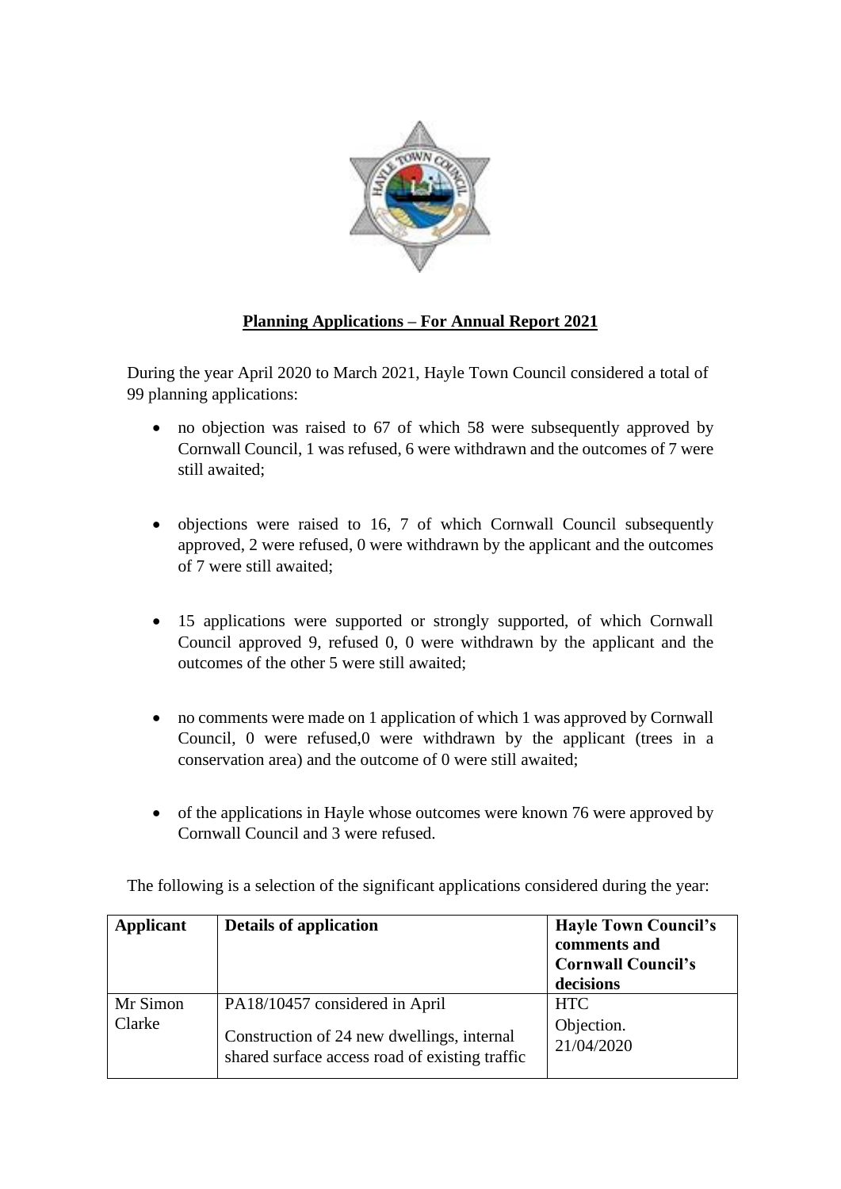## Planning Applications – For Annual Report 2021

During the year April 2020 to March 2021, Hayle Town Council considered a total of 99 planning applications:

- no objection was raised to 67 of which 58 were subsequently approved by Cornwall Council, 1 was refused, 6 were withdrawn and the outcomes of 7 were still awaited;
- objections were raised to 16, 7 of which Cornwall Council subsequently approved, 2 were refused, 0 were withdrawn by the applicant and the outcomes of 7 were still awaited;
- 15 applications were supported or strongly supported, of which Cornwall Council approved 9, refused 0, 0 were withdrawn by the applicant and the outcomes of the other 5 were still awaited;
- no comments were made on 1 application of which 1 was approved by Cornwall Council, 0 were refused,0 were withdrawn by the applicant (trees in a conservation area) and the outcome of 0 were still awaited;
- of the applications in Hayle whose outcomes were known 76 were approved by Cornwall Council and 3 were refused.

The following is a selection of the significant applications considered during the year:

| Applicant | Details of application | Hayle Town Council's comments and Cornwall Council's decisions |
|---|---|---|
| Mr Simon Clarke | PA18/10457 considered in April<br><br>Construction of 24 new dwellings, internal shared surface access road of existing traffic | HTC<br>Objection.<br>21/04/2020 |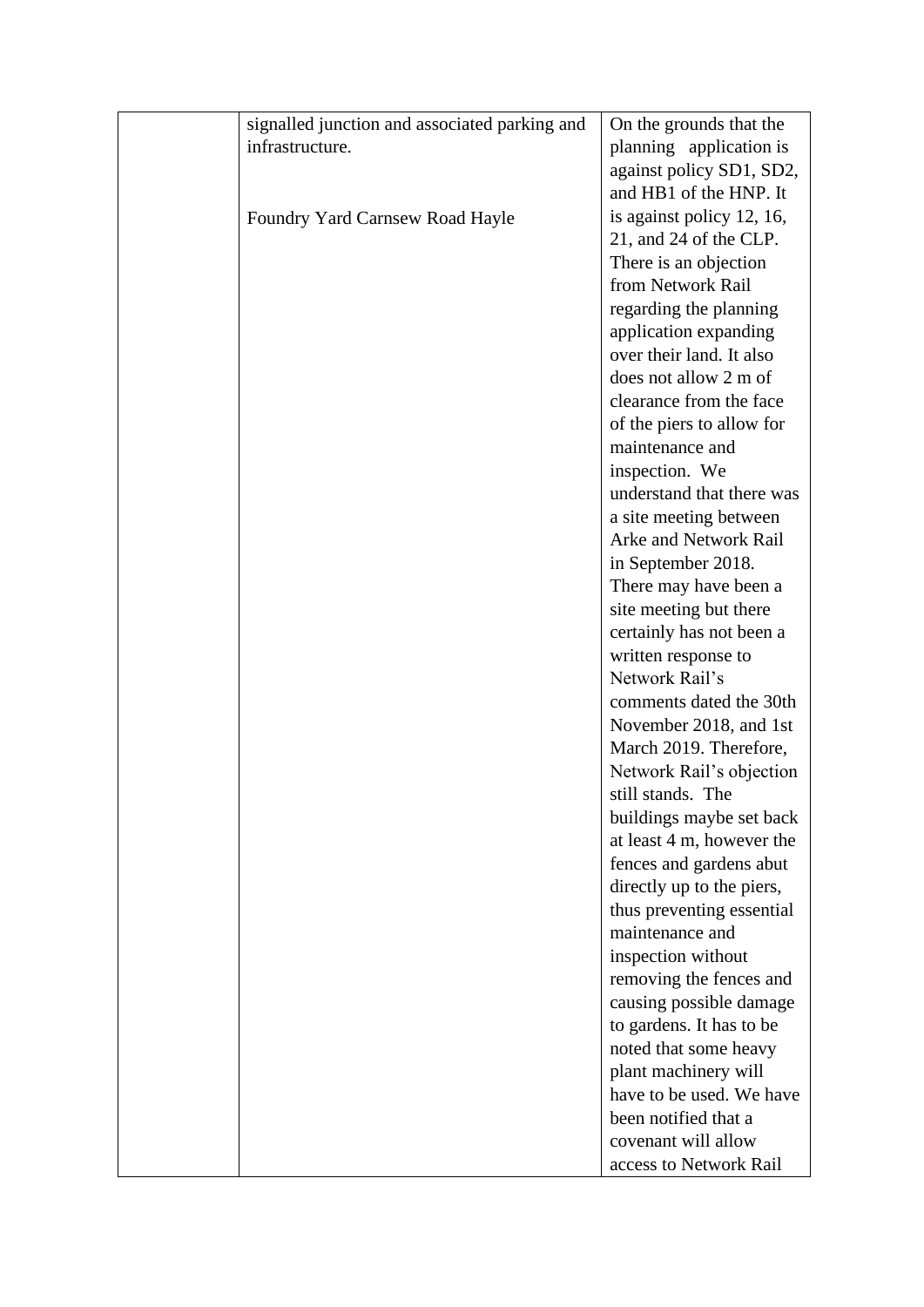|  |  |  |
|---|---|---|
|  | signalled junction and associated parking and infrastructure.<br><br>Foundry Yard Carnsew Road Hayle | On the grounds that the planning application is against policy SD1, SD2, and HB1 of the HNP. It is against policy 12, 16, 21, and 24 of the CLP. There is an objection from Network Rail regarding the planning application expanding over their land. It also does not allow 2 m of clearance from the face of the piers to allow for maintenance and inspection. We understand that there was a site meeting between Arke and Network Rail in September 2018. There may have been a site meeting but there certainly has not been a written response to Network Rail's comments dated the 30th November 2018, and 1st March 2019. Therefore, Network Rail's objection still stands. The buildings maybe set back at least 4 m, however the fences and gardens abut directly up to the piers, thus preventing essential maintenance and inspection without removing the fences and causing possible damage to gardens. It has to be noted that some heavy plant machinery will have to be used. We have been notified that a covenant will allow access to Network Rail |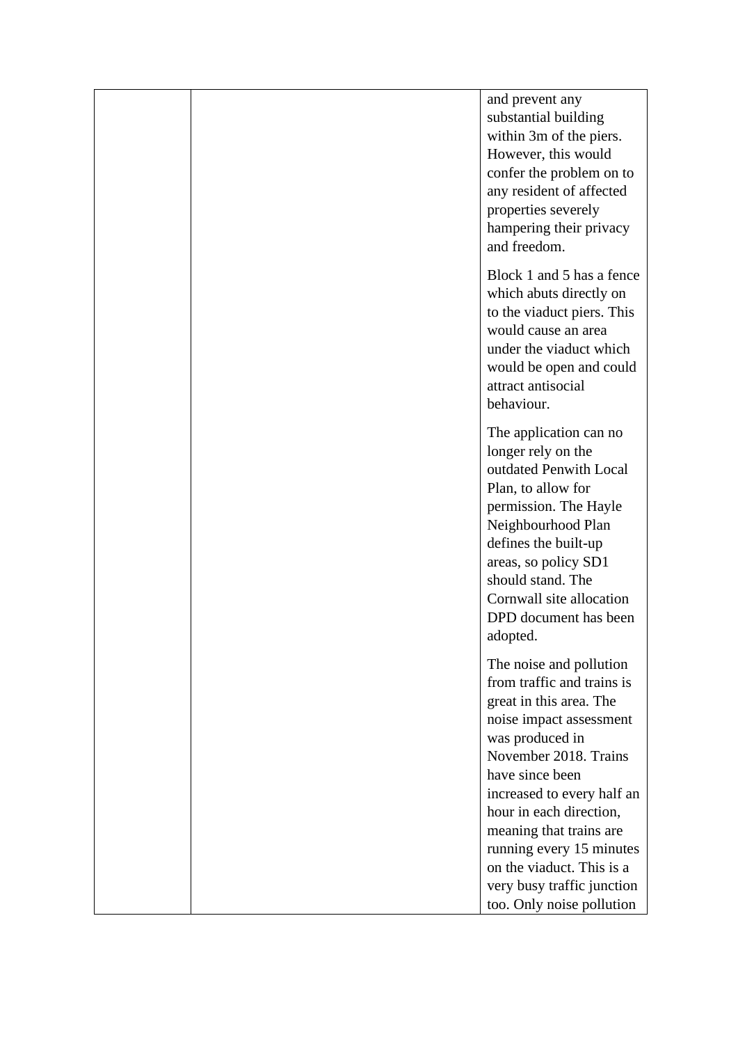|  |  | and prevent any substantial building within 3m of the piers. However, this would confer the problem on to any resident of affected properties severely hampering their privacy and freedom.<br><br>Block 1 and 5 has a fence which abuts directly on to the viaduct piers. This would cause an area under the viaduct which would be open and could attract antisocial behaviour.<br><br>The application can no longer rely on the outdated Penwith Local Plan, to allow for permission. The Hayle Neighbourhood Plan defines the built-up areas, so policy SD1 should stand. The Cornwall site allocation DPD document has been adopted.<br><br>The noise and pollution from traffic and trains is great in this area. The noise impact assessment was produced in November 2018. Trains have since been increased to every half an hour in each direction, meaning that trains are running every 15 minutes on the viaduct. This is a very busy traffic junction too. Only noise pollution |
|---|---|---|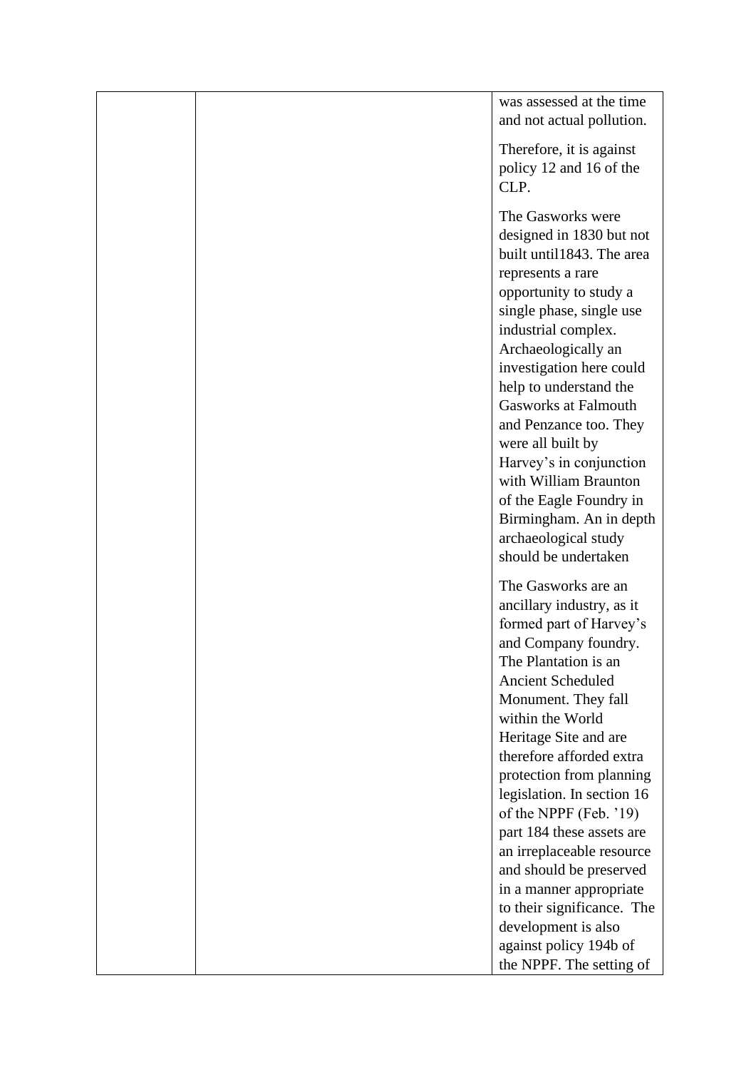| | | |
|---|---|---|
| | | was assessed at the time and not actual pollution.<br><br>Therefore, it is against policy 12 and 16 of the CLP.<br><br>The Gasworks were designed in 1830 but not built until1843. The area represents a rare opportunity to study a single phase, single use industrial complex. Archaeologically an investigation here could help to understand the Gasworks at Falmouth and Penzance too. They were all built by Harvey's in conjunction with William Braunton of the Eagle Foundry in Birmingham. An in depth archaeological study should be undertaken<br><br>The Gasworks are an ancillary industry, as it formed part of Harvey's and Company foundry. The Plantation is an Ancient Scheduled Monument. They fall within the World Heritage Site and are therefore afforded extra protection from planning legislation. In section 16 of the NPPF (Feb. '19) part 184 these assets are an irreplaceable resource and should be preserved in a manner appropriate to their significance. The development is also against policy 194b of the NPPF. The setting of |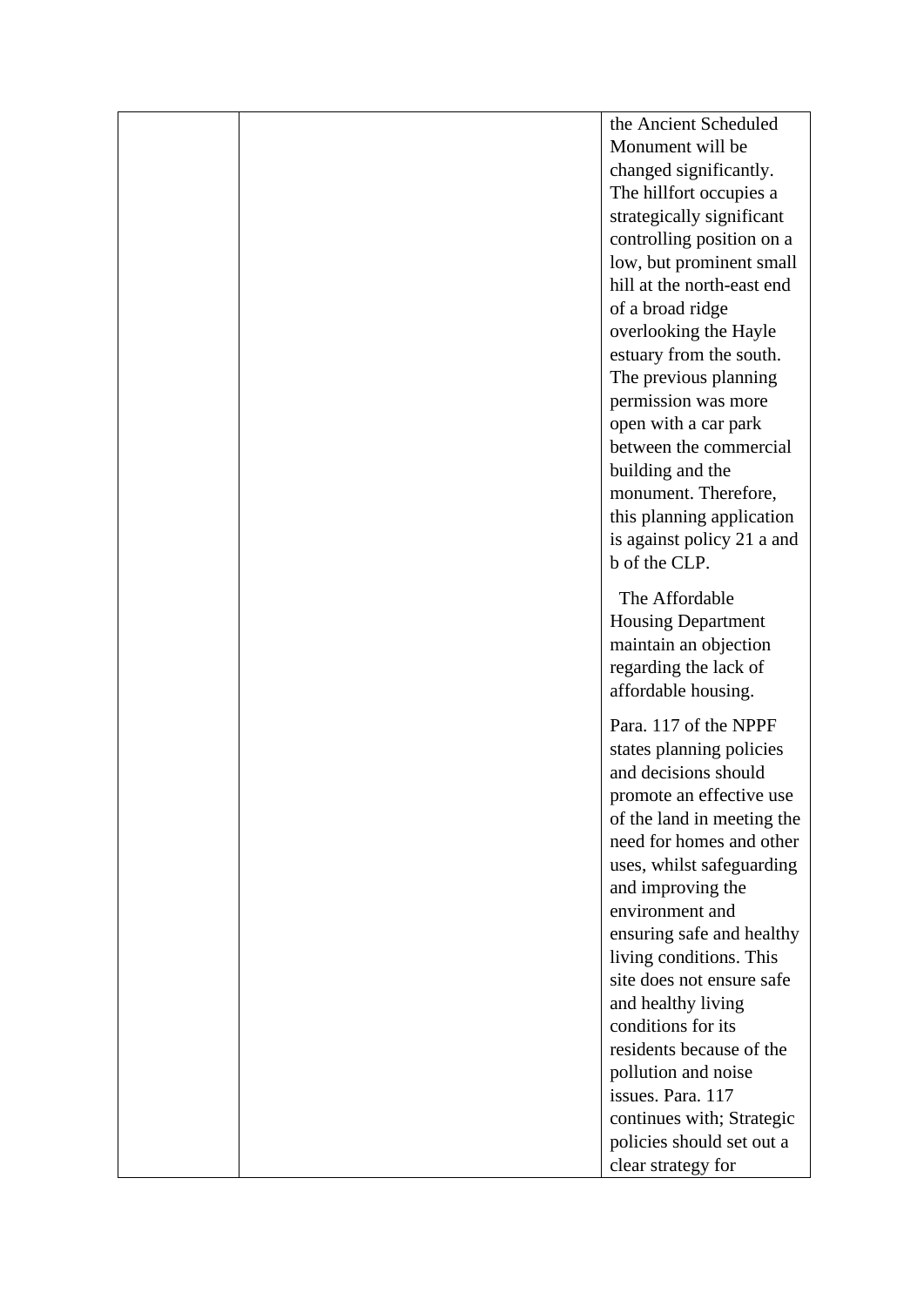|  |  | the Ancient Scheduled Monument will be changed significantly. The hillfort occupies a strategically significant controlling position on a low, but prominent small hill at the north-east end of a broad ridge overlooking the Hayle estuary from the south. The previous planning permission was more open with a car park between the commercial building and the monument. Therefore, this planning application is against policy 21 a and b of the CLP.<br><br>The Affordable Housing Department maintain an objection regarding the lack of affordable housing.<br><br>Para. 117 of the NPPF states planning policies and decisions should promote an effective use of the land in meeting the need for homes and other uses, whilst safeguarding and improving the environment and ensuring safe and healthy living conditions. This site does not ensure safe and healthy living conditions for its residents because of the pollution and noise issues. Para. 117 continues with; Strategic policies should set out a clear strategy for |
|---|---|---|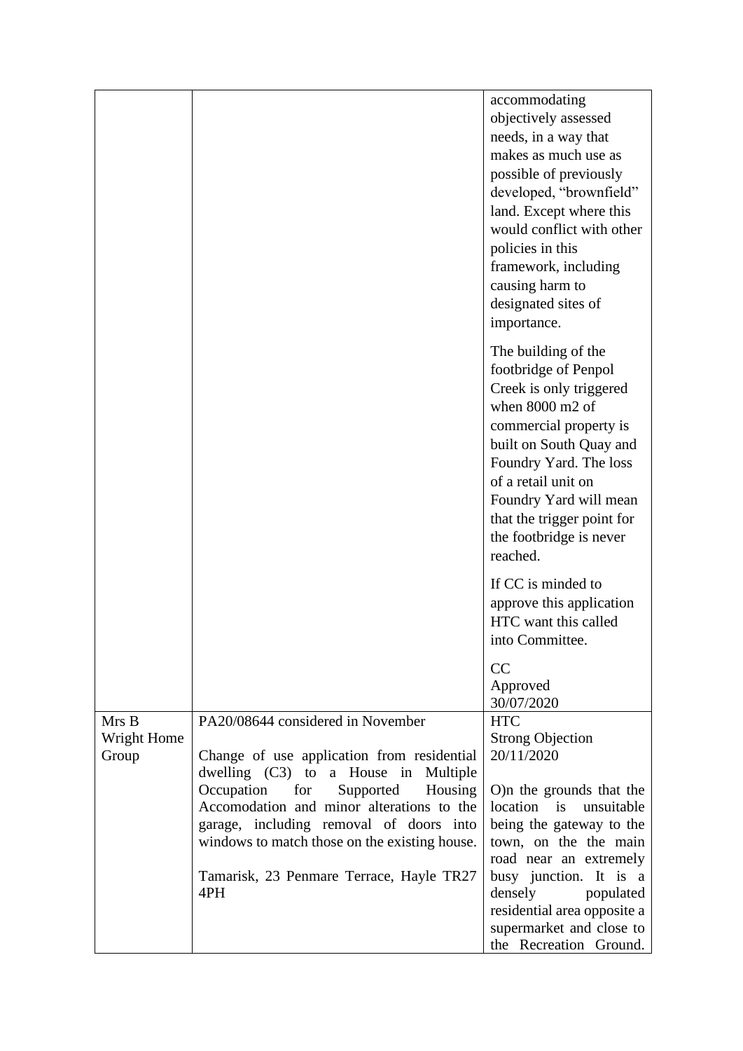| | | |
|---|---|---|
| | | accommodating objectively assessed needs, in a way that makes as much use as possible of previously developed, "brownfield" land. Except where this would conflict with other policies in this framework, including causing harm to designated sites of importance.<br><br>The building of the footbridge of Penpol Creek is only triggered when 8000 m2 of commercial property is built on South Quay and Foundry Yard. The loss of a retail unit on Foundry Yard will mean that the trigger point for the footbridge is never reached.<br><br>If CC is minded to approve this application HTC want this called into Committee.<br><br>CC<br>Approved<br>30/07/2020 |
| Mrs B Wright Home Group | PA20/08644 considered in November<br><br>Change of use application from residential dwelling (C3) to a House in Multiple Occupation for Supported Housing Accomodation and minor alterations to the garage, including removal of doors into windows to match those on the existing house.<br><br>Tamarisk, 23 Penmare Terrace, Hayle TR27 4PH | HTC<br>Strong Objection<br>20/11/2020<br><br>O)n the grounds that the location is unsuitable being the gateway to the town, on the the main road near an extremely busy junction. It is a densely populated residential area opposite a supermarket and close to the Recreation Ground. |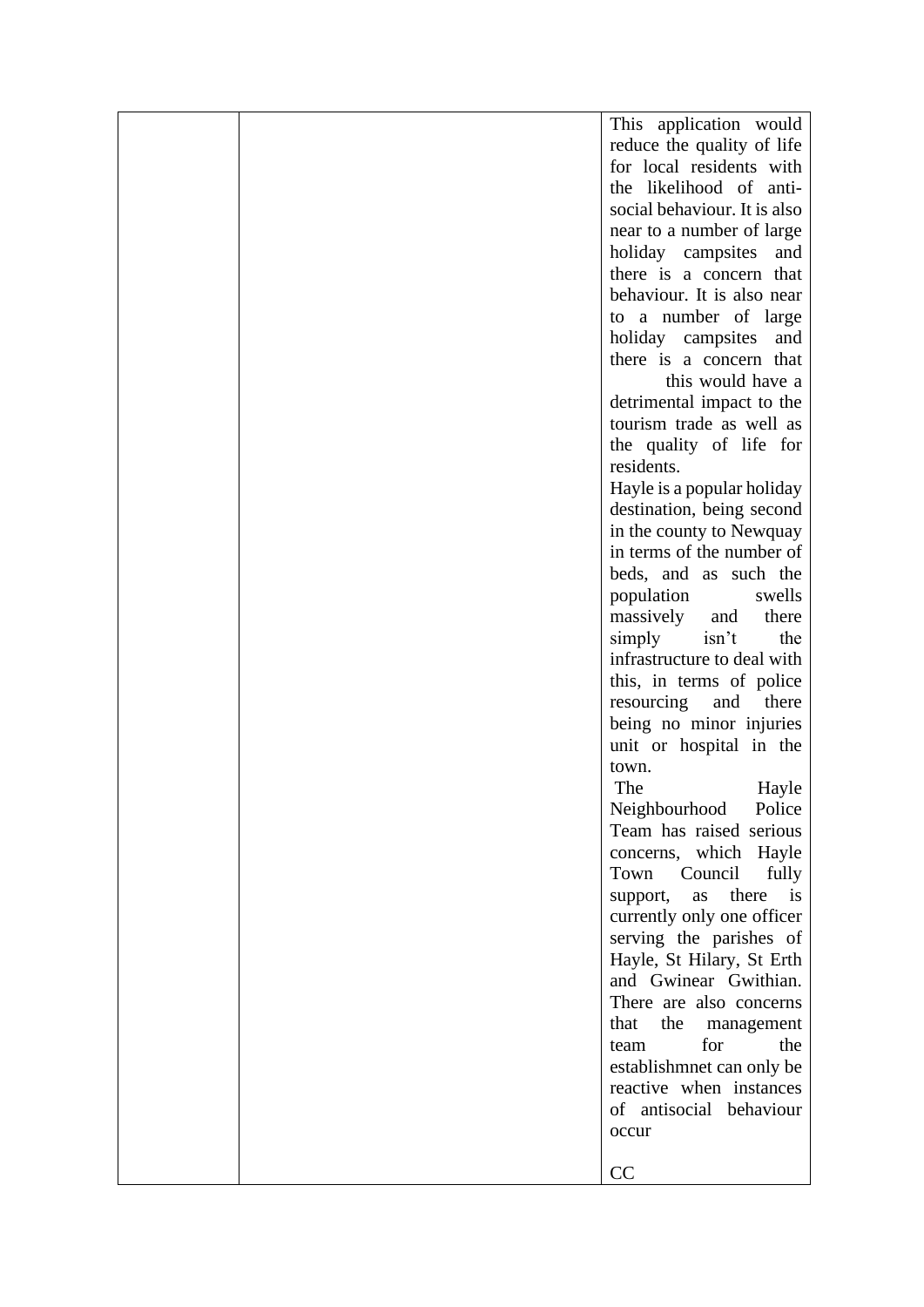| | | |
|---|---|---|
| | | This application would reduce the quality of life for local residents with the likelihood of anti-social behaviour. It is also near to a number of large holiday campsites and there is a concern that behaviour. It is also near to a number of large holiday campsites and there is a concern that this would have a detrimental impact to the tourism trade as well as the quality of life for residents.<br>Hayle is a popular holiday destination, being second in the county to Newquay in terms of the number of beds, and as such the population swells massively and there simply isn't the infrastructure to deal with this, in terms of police resourcing and there being no minor injuries unit or hospital in the town.<br>The Hayle Neighbourhood Police Team has raised serious concerns, which Hayle Town Council fully support, as there is currently only one officer serving the parishes of Hayle, St Hilary, St Erth and Gwinear Gwithian. There are also concerns that the management team for the establishmnet can only be reactive when instances of antisocial behaviour occur<br><br>CC |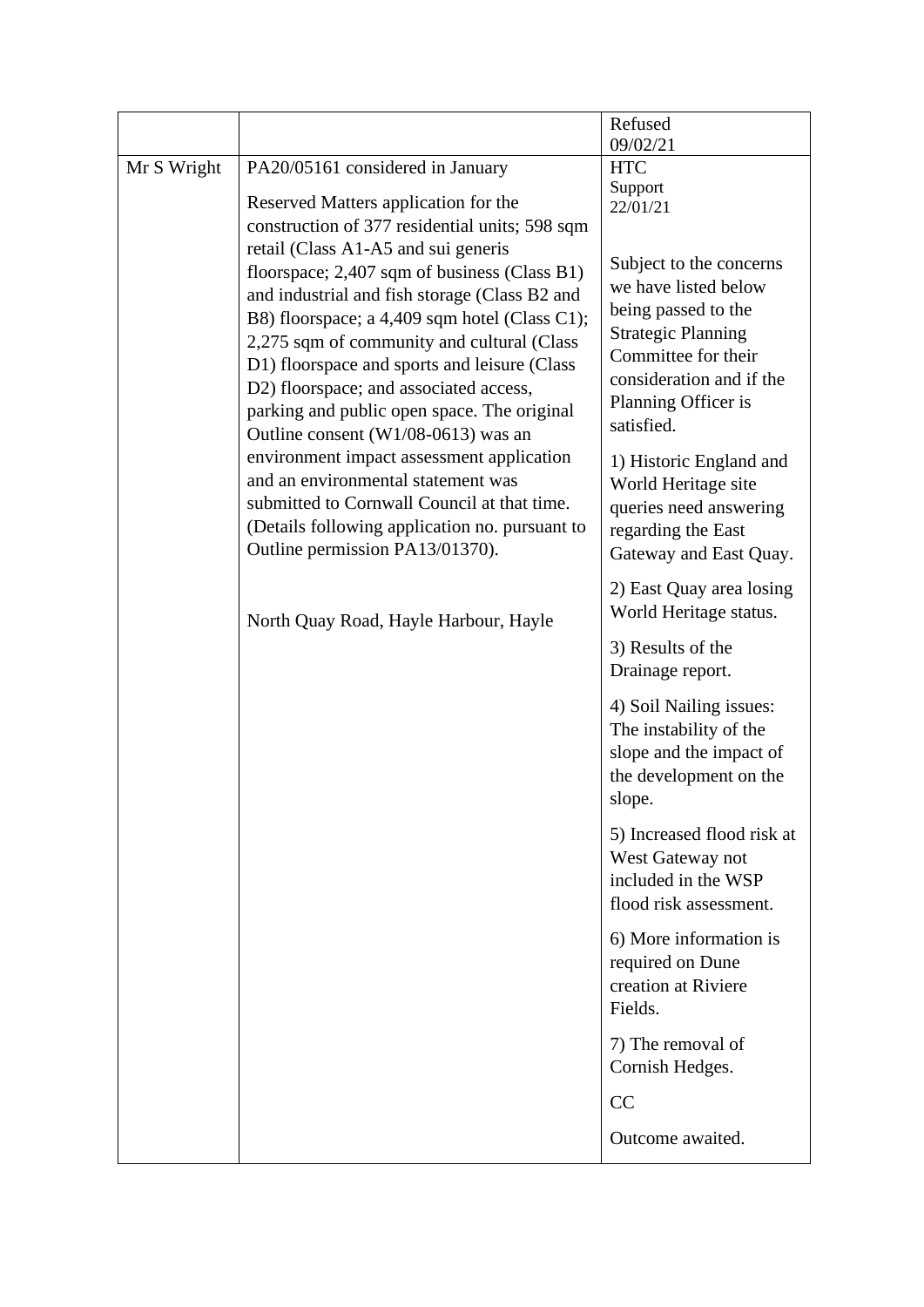| | | |
|---|---|---|
| | | Refused 09/02/21 |
| Mr S Wright | PA20/05161 considered in January<br><br>Reserved Matters application for the construction of 377 residential units; 598 sqm retail (Class A1-A5 and sui generis floorspace; 2,407 sqm of business (Class B1) and industrial and fish storage (Class B2 and B8) floorspace; a 4,409 sqm hotel (Class C1); 2,275 sqm of community and cultural (Class D1) floorspace and sports and leisure (Class D2) floorspace; and associated access, parking and public open space. The original Outline consent (W1/08-0613) was an environment impact assessment application and an environmental statement was submitted to Cornwall Council at that time. (Details following application no. pursuant to Outline permission PA13/01370).<br><br>North Quay Road, Hayle Harbour, Hayle | HTC<br>Support<br>22/01/21<br><br>Subject to the concerns we have listed below being passed to the Strategic Planning Committee for their consideration and if the Planning Officer is satisfied.<br><br>1) Historic England and World Heritage site queries need answering regarding the East Gateway and East Quay.<br><br>2) East Quay area losing World Heritage status.<br><br>3) Results of the Drainage report.<br><br>4) Soil Nailing issues: The instability of the slope and the impact of the development on the slope.<br><br>5) Increased flood risk at West Gateway not included in the WSP flood risk assessment.<br><br>6) More information is required on Dune creation at Riviere Fields.<br><br>7) The removal of Cornish Hedges.<br><br>CC<br><br>Outcome awaited. |